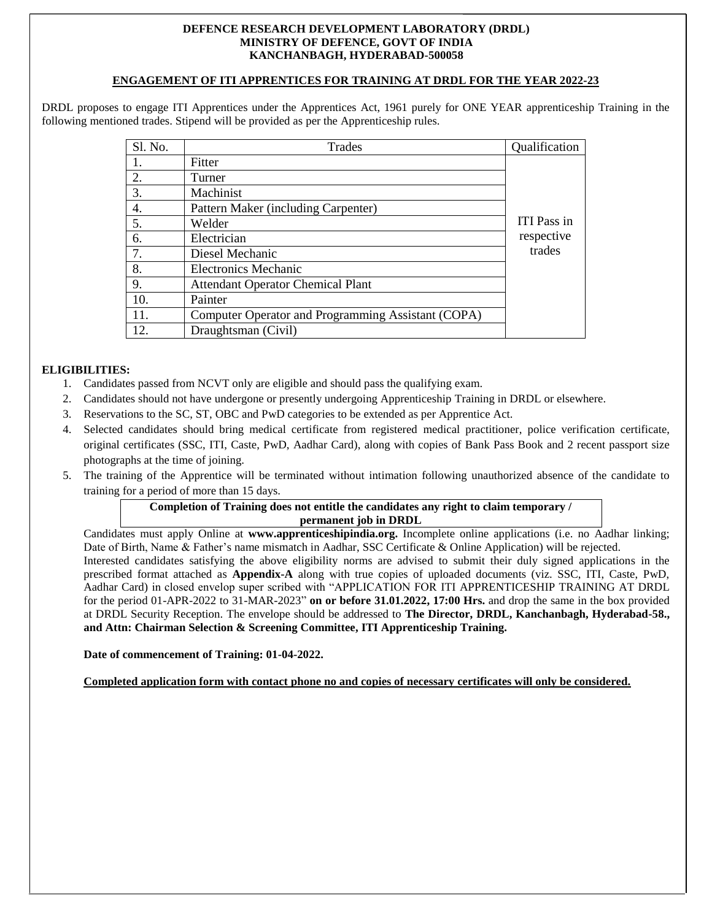**DEFENCE RESEARCH DEVELOPMENT LABORATORY (DRDL)**
**MINISTRY OF DEFENCE, GOVT OF INDIA**
**KANCHANBAGH, HYDERABAD-500058**

**ENGAGEMENT OF ITI APPRENTICES FOR TRAINING AT DRDL FOR THE YEAR 2022-23**

DRDL proposes to engage ITI Apprentices under the Apprentices Act, 1961 purely for ONE YEAR apprenticeship Training in the following mentioned trades. Stipend will be provided as per the Apprenticeship rules.

| Sl. No. | Trades | Qualification |
|---|---|---|
| 1. | Fitter | ITI Pass in respective trades |
| 2. | Turner | |
| 3. | Machinist | |
| 4. | Pattern Maker (including Carpenter) | |
| 5. | Welder | |
| 6. | Electrician | |
| 7. | Diesel Mechanic | |
| 8. | Electronics Mechanic | |
| 9. | Attendant Operator Chemical Plant | |
| 10. | Painter | |
| 11. | Computer Operator and Programming Assistant (COPA) | |
| 12. | Draughtsman (Civil) | |

**ELIGIBILITIES:**

1. Candidates passed from NCVT only are eligible and should pass the qualifying exam.
2. Candidates should not have undergone or presently undergoing Apprenticeship Training in DRDL or elsewhere.
3. Reservations to the SC, ST, OBC and PwD categories to be extended as per Apprentice Act.
4. Selected candidates should bring medical certificate from registered medical practitioner, police verification certificate, original certificates (SSC, ITI, Caste, PwD, Aadhar Card), along with copies of Bank Pass Book and 2 recent passport size photographs at the time of joining.
5. The training of the Apprentice will be terminated without intimation following unauthorized absence of the candidate to training for a period of more than 15 days.

**Completion of Training does not entitle the candidates any right to claim temporary / permanent job in DRDL**

Candidates must apply Online at **www.apprenticeshipindia.org.** Incomplete online applications (i.e. no Aadhar linking; Date of Birth, Name & Father's name mismatch in Aadhar, SSC Certificate & Online Application) will be rejected.

Interested candidates satisfying the above eligibility norms are advised to submit their duly signed applications in the prescribed format attached as **Appendix-A** along with true copies of uploaded documents (viz. SSC, ITI, Caste, PwD, Aadhar Card) in closed envelop super scribed with "APPLICATION FOR ITI APPRENTICESHIP TRAINING AT DRDL for the period 01-APR-2022 to 31-MAR-2023" **on or before 31.01.2022, 17:00 Hrs.** and drop the same in the box provided at DRDL Security Reception. The envelope should be addressed to **The Director, DRDL, Kanchanbagh, Hyderabad-58., and Attn: Chairman Selection & Screening Committee, ITI Apprenticeship Training.**

**Date of commencement of Training: 01-04-2022.**

**Completed application form with contact phone no and copies of necessary certificates will only be considered.**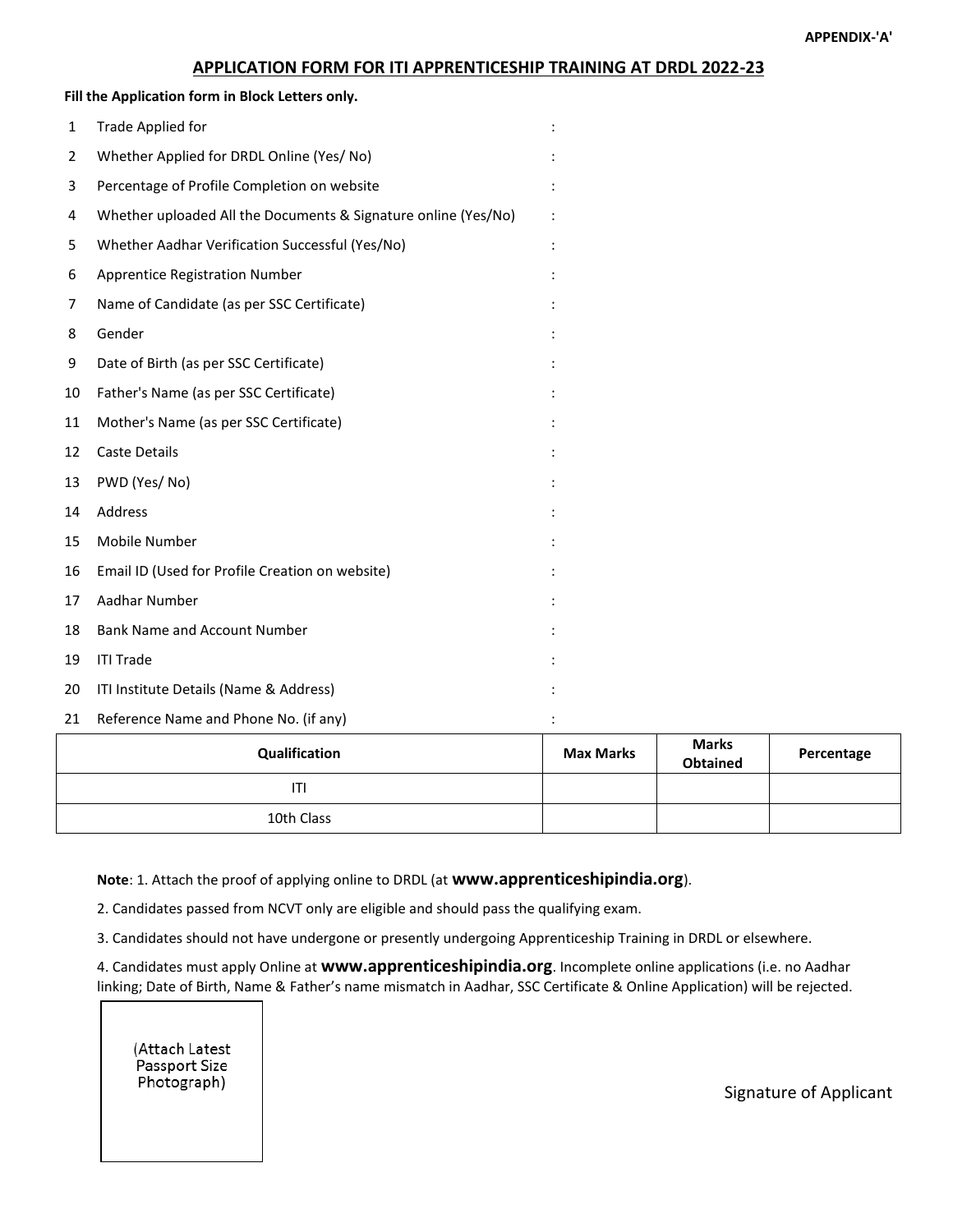APPENDIX-'A'

# APPLICATION FORM FOR ITI APPRENTICESHIP TRAINING AT DRDL 2022-23

**Fill the Application form in Block Letters only.**

| | | |
|---|---|---|
| 1 | Trade Applied for | : |
| 2 | Whether Applied for DRDL Online (Yes/ No) | : |
| 3 | Percentage of Profile Completion on website | : |
| 4 | Whether uploaded All the Documents & Signature online (Yes/No) | : |
| 5 | Whether Aadhar Verification Successful (Yes/No) | : |
| 6 | Apprentice Registration Number | : |
| 7 | Name of Candidate (as per SSC Certificate) | : |
| 8 | Gender | : |
| 9 | Date of Birth (as per SSC Certificate) | : |
| 10 | Father's Name (as per SSC Certificate) | : |
| 11 | Mother's Name (as per SSC Certificate) | : |
| 12 | Caste Details | : |
| 13 | PWD (Yes/ No) | : |
| 14 | Address | : |
| 15 | Mobile Number | : |
| 16 | Email ID (Used for Profile Creation on website) | : |
| 17 | Aadhar Number | : |
| 18 | Bank Name and Account Number | : |
| 19 | ITI Trade | : |
| 20 | ITI Institute Details (Name & Address) | : |
| 21 | Reference Name and Phone No. (if any) | : |

| Qualification | Max Marks | Marks Obtained | Percentage |
|---|---|---|---|
| ITI | | | |
| 10th Class | | | |

**Note**: 1. Attach the proof of applying online to DRDL (at **www.apprenticeshipindia.org**).

2. Candidates passed from NCVT only are eligible and should pass the qualifying exam.

3. Candidates should not have undergone or presently undergoing Apprenticeship Training in DRDL or elsewhere.

4. Candidates must apply Online at **www.apprenticeshipindia.org**. Incomplete online applications (i.e. no Aadhar linking; Date of Birth, Name & Father's name mismatch in Aadhar, SSC Certificate & Online Application) will be rejected.

(Attach Latest Passport Size Photograph)

Signature of Applicant